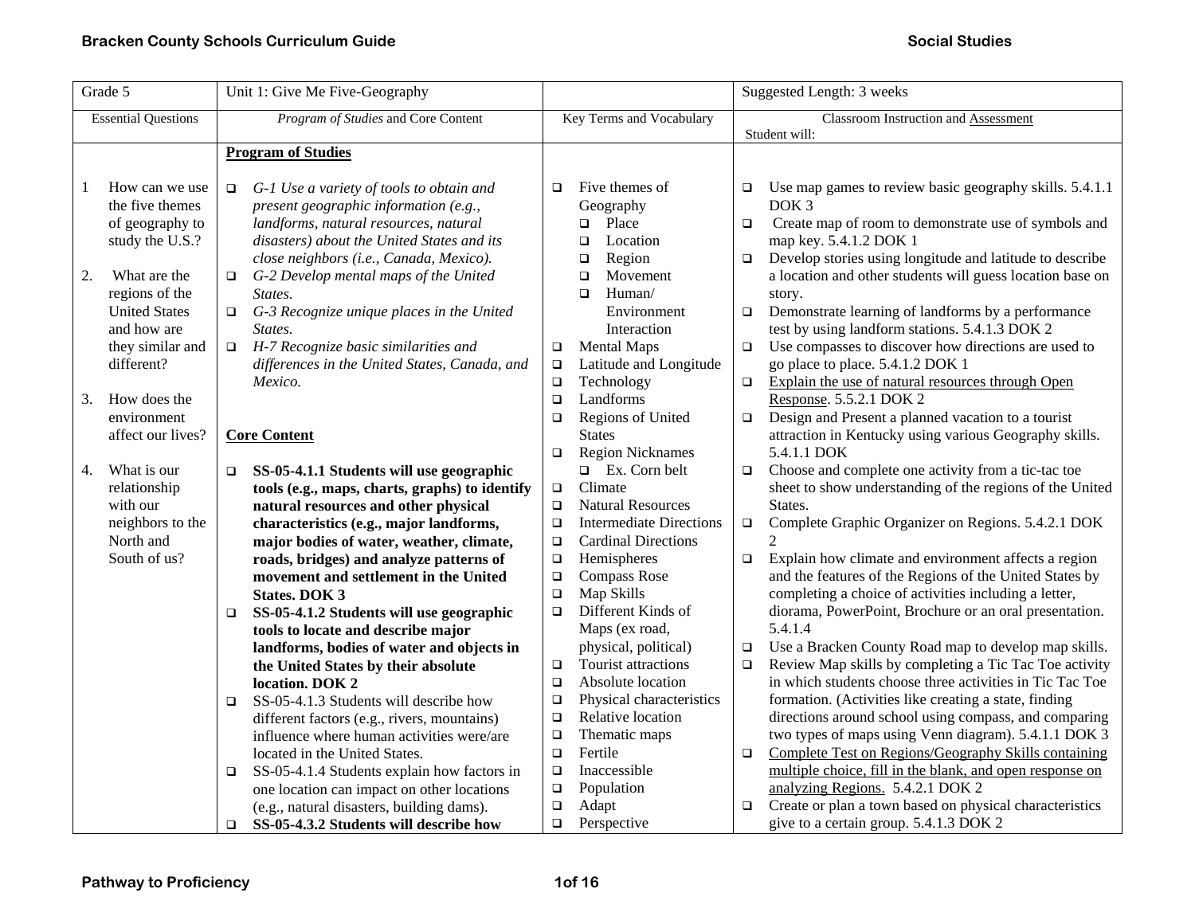| Grade 5 | Unit 1: Give Me Five-Geography | | Suggested Length: 3 weeks |
|---|---|---|---|
| Essential Questions | *Program of Studies* and Core Content | Key Terms and Vocabulary | Classroom Instruction and <u>Assessment</u><br>Student will: |
| 1 How can we use the five themes of geography to study the U.S.?<br><br>2. What are the regions of the United States and how are they similar and different?<br><br>3. How does the environment affect our lives?<br><br>4. What is our relationship with our neighbors to the North and South of us? | **<u>Program of Studies</u>**<br><br>❑ *G-1 Use a variety of tools to obtain and present geographic information (e.g., landforms, natural resources, natural disasters) about the United States and its close neighbors (i.e., Canada, Mexico).*<br>❑ *G-2 Develop mental maps of the United States.*<br>❑ *G-3 Recognize unique places in the United States.*<br>❑ *H-7 Recognize basic similarities and differences in the United States, Canada, and Mexico.*<br><br>**<u>Core Content</u>**<br><br>❑ **SS-05-4.1.1 Students will use geographic tools (e.g., maps, charts, graphs) to identify natural resources and other physical characteristics (e.g., major landforms, major bodies of water, weather, climate, roads, bridges) and analyze patterns of movement and settlement in the United States. DOK 3**<br>❑ **SS-05-4.1.2 Students will use geographic tools to locate and describe major landforms, bodies of water and objects in the United States by their absolute location. DOK 2**<br>❑ SS-05-4.1.3 Students will describe how different factors (e.g., rivers, mountains) influence where human activities were/are located in the United States.<br>❑ SS-05-4.1.4 Students explain how factors in one location can impact on other locations (e.g., natural disasters, building dams).<br>❑ **SS-05-4.3.2 Students will describe how** | ❑ Five themes of Geography<br>❑ Place<br>❑ Location<br>❑ Region<br>❑ Movement<br>❑ Human/ Environment Interaction<br>❑ Mental Maps<br>❑ Latitude and Longitude<br>❑ Technology<br>❑ Landforms<br>❑ Regions of United States<br>❑ Region Nicknames<br>❑ Ex. Corn belt<br>❑ Climate<br>❑ Natural Resources<br>❑ Intermediate Directions<br>❑ Cardinal Directions<br>❑ Hemispheres<br>❑ Compass Rose<br>❑ Map Skills<br>❑ Different Kinds of Maps (ex road, physical, political)<br>❑ Tourist attractions<br>❑ Absolute location<br>❑ Physical characteristics<br>❑ Relative location<br>❑ Thematic maps<br>❑ Fertile<br>❑ Inaccessible<br>❑ Population<br>❑ Adapt<br>❑ Perspective | ❑ Use map games to review basic geography skills. 5.4.1.1 DOK 3<br>❑ Create map of room to demonstrate use of symbols and map key. 5.4.1.2 DOK 1<br>❑ Develop stories using longitude and latitude to describe a location and other students will guess location base on story.<br>❑ Demonstrate learning of landforms by a performance test by using landform stations. 5.4.1.3 DOK 2<br>❑ Use compasses to discover how directions are used to go place to place. 5.4.1.2 DOK 1<br>❑ <u>Explain the use of natural resources through Open Response</u>. 5.5.2.1 DOK 2<br>❑ Design and Present a planned vacation to a tourist attraction in Kentucky using various Geography skills. 5.4.1.1 DOK<br>❑ Choose and complete one activity from a tic-tac toe sheet to show understanding of the regions of the United States.<br>❑ Complete Graphic Organizer on Regions. 5.4.2.1 DOK 2<br>❑ Explain how climate and environment affects a region and the features of the Regions of the United States by completing a choice of activities including a letter, diorama, PowerPoint, Brochure or an oral presentation. 5.4.1.4<br>❑ Use a Bracken County Road map to develop map skills.<br>❑ Review Map skills by completing a Tic Tac Toe activity in which students choose three activities in Tic Tac Toe formation. (Activities like creating a state, finding directions around school using compass, and comparing two types of maps using Venn diagram). 5.4.1.1 DOK 3<br>❑ <u>Complete Test on Regions/Geography Skills containing multiple choice, fill in the blank, and open response on analyzing Regions.</u> 5.4.2.1 DOK 2<br>❑ Create or plan a town based on physical characteristics give to a certain group. 5.4.1.3 DOK 2 |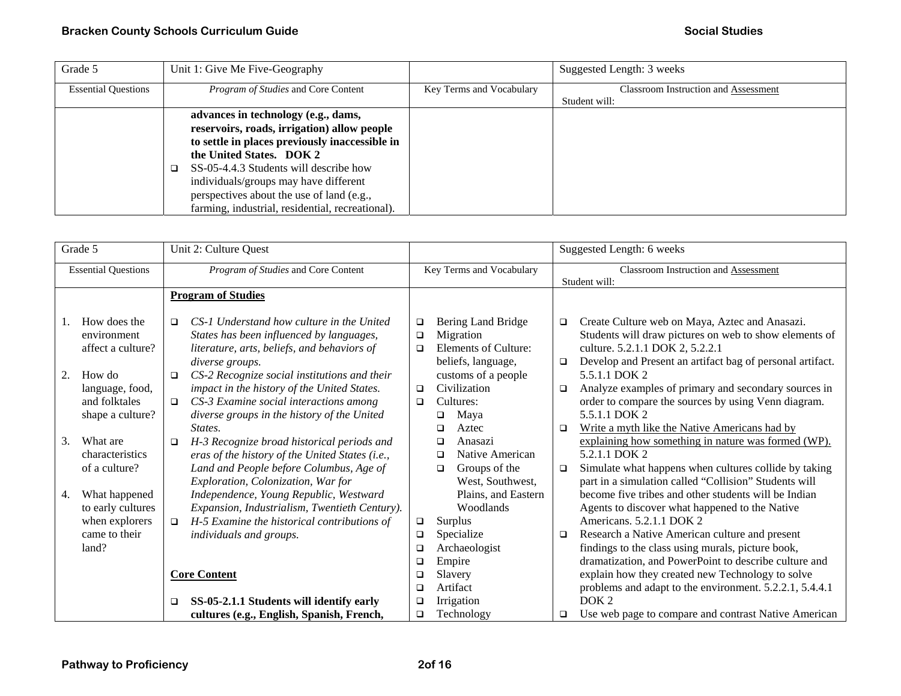| Grade 5 | Unit 1: Give Me Five-Geography | | Suggested Length: 3 weeks |
|---|---|---|---|
| Essential Questions | *Program of Studies* and Core Content | Key Terms and Vocabulary | Classroom Instruction and Assessment<br>Student will: |
| | **advances in technology (e.g., dams, reservoirs, roads, irrigation) allow people to settle in places previously inaccessible in the United States. DOK 2**<br>❑ SS-05-4.4.3 Students will describe how individuals/groups may have different perspectives about the use of land (e.g., farming, industrial, residential, recreational). | | |

| Grade 5 | Unit 2: Culture Quest | | Suggested Length: 6 weeks |
|---|---|---|---|
| Essential Questions | *Program of Studies* and Core Content | Key Terms and Vocabulary | Classroom Instruction and Assessment<br>Student will: |
| 1. How does the environment affect a culture?<br><br>2. How do language, food, and folktales shape a culture?<br><br>3. What are characteristics of a culture?<br><br>4. What happened to early cultures when explorers came to their land? | **Program of Studies**<br><br>❑ *CS-1 Understand how culture in the United States has been influenced by languages, literature, arts, beliefs, and behaviors of diverse groups.*<br>❑ *CS-2 Recognize social institutions and their impact in the history of the United States.*<br>❑ *CS-3 Examine social interactions among diverse groups in the history of the United States.*<br>❑ *H-3 Recognize broad historical periods and eras of the history of the United States (i.e., Land and People before Columbus, Age of Exploration, Colonization, War for Independence, Young Republic, Westward Expansion, Industrialism, Twentieth Century).*<br>❑ *H-5 Examine the historical contributions of individuals and groups.*<br><br>**Core Content**<br><br>❑ **SS-05-2.1.1 Students will identify early cultures (e.g., English, Spanish, French,** | ❑ Bering Land Bridge<br>❑ Migration<br>❑ Elements of Culture: beliefs, language, customs of a people<br>❑ Civilization<br>❑ Cultures:<br>&nbsp;&nbsp;❑ Maya<br>&nbsp;&nbsp;❑ Aztec<br>&nbsp;&nbsp;❑ Anasazi<br>&nbsp;&nbsp;❑ Native American<br>&nbsp;&nbsp;❑ Groups of the West, Southwest, Plains, and Eastern Woodlands<br>❑ Surplus<br>❑ Specialize<br>❑ Archaeologist<br>❑ Empire<br>❑ Slavery<br>❑ Artifact<br>❑ Irrigation<br>❑ Technology | ❑ Create Culture web on Maya, Aztec and Anasazi. Students will draw pictures on web to show elements of culture. 5.2.1.1 DOK 2, 5.2.2.1<br>❑ Develop and Present an artifact bag of personal artifact. 5.5.1.1 DOK 2<br>❑ Analyze examples of primary and secondary sources in order to compare the sources by using Venn diagram. 5.5.1.1 DOK 2<br>❑ Write a myth like the Native Americans had by explaining how something in nature was formed (WP). 5.2.1.1 DOK 2<br>❑ Simulate what happens when cultures collide by taking part in a simulation called "Collision" Students will become five tribes and other students will be Indian Agents to discover what happened to the Native Americans. 5.2.1.1 DOK 2<br>❑ Research a Native American culture and present findings to the class using murals, picture book, dramatization, and PowerPoint to describe culture and explain how they created new Technology to solve problems and adapt to the environment. 5.2.2.1, 5.4.4.1 DOK 2<br>❑ Use web page to compare and contrast Native American |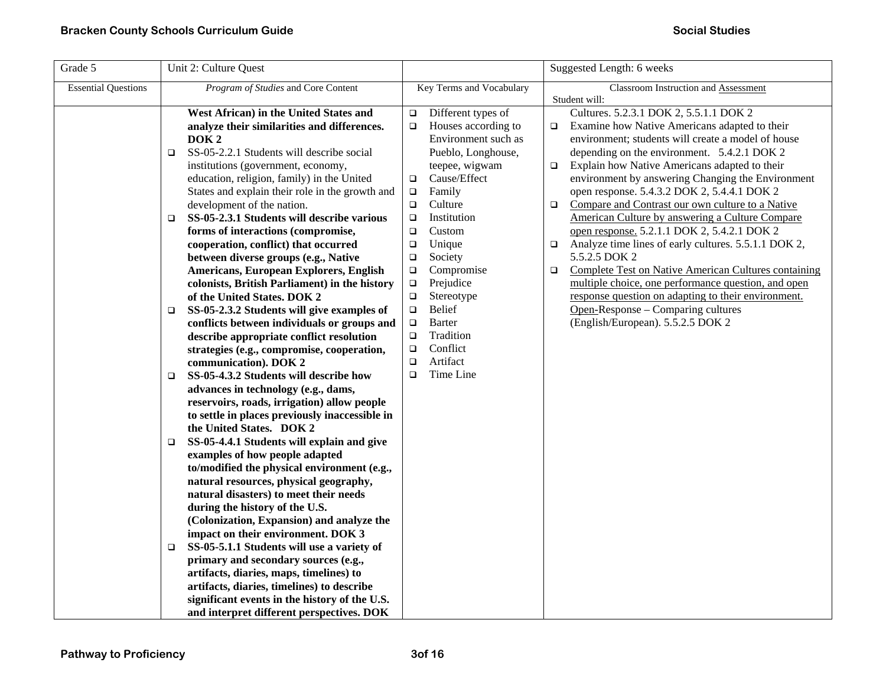| Grade 5 | Unit 2: Culture Quest | | Suggested Length: 6 weeks |
|---|---|---|---|
| Essential Questions | *Program of Studies* and Core Content | Key Terms and Vocabulary | Classroom Instruction and Assessment<br>Student will: |
| | **West African) in the United States and analyze their similarities and differences. DOK 2**<br>❑ SS-05-2.2.1 Students will describe social institutions (government, economy, education, religion, family) in the United States and explain their role in the growth and development of the nation.<br>❑ **SS-05-2.3.1 Students will describe various forms of interactions (compromise, cooperation, conflict) that occurred between diverse groups (e.g., Native Americans, European Explorers, English colonists, British Parliament) in the history of the United States. DOK 2**<br>❑ **SS-05-2.3.2 Students will give examples of conflicts between individuals or groups and describe appropriate conflict resolution strategies (e.g., compromise, cooperation, communication). DOK 2**<br>❑ **SS-05-4.3.2 Students will describe how advances in technology (e.g., dams, reservoirs, roads, irrigation) allow people to settle in places previously inaccessible in the United States. DOK 2**<br>❑ **SS-05-4.4.1 Students will explain and give examples of how people adapted to/modified the physical environment (e.g., natural resources, physical geography, natural disasters) to meet their needs during the history of the U.S. (Colonization, Expansion) and analyze the impact on their environment. DOK 3**<br>❑ **SS-05-5.1.1 Students will use a variety of primary and secondary sources (e.g., artifacts, diaries, maps, timelines) to artifacts, diaries, timelines) to describe significant events in the history of the U.S. and interpret different perspectives. DOK** | ❑ Different types of<br>❑ Houses according to Environment such as Pueblo, Longhouse, teepee, wigwam<br>❑ Cause/Effect<br>❑ Family<br>❑ Culture<br>❑ Institution<br>❑ Custom<br>❑ Unique<br>❑ Society<br>❑ Compromise<br>❑ Prejudice<br>❑ Stereotype<br>❑ Belief<br>❑ Barter<br>❑ Tradition<br>❑ Conflict<br>❑ Artifact<br>❑ Time Line | Cultures. 5.2.3.1 DOK 2, 5.5.1.1 DOK 2<br>❑ Examine how Native Americans adapted to their environment; students will create a model of house depending on the environment. 5.4.2.1 DOK 2<br>❑ Explain how Native Americans adapted to their environment by answering Changing the Environment open response. 5.4.3.2 DOK 2, 5.4.4.1 DOK 2<br>❑ <u>Compare and Contrast our own culture to a Native American Culture by answering a Culture Compare open response.</u> 5.2.1.1 DOK 2, 5.4.2.1 DOK 2<br>❑ Analyze time lines of early cultures. 5.5.1.1 DOK 2, 5.5.2.5 DOK 2<br>❑ <u>Complete Test on Native American Cultures containing multiple choice, one performance question, and open response question on adapting to their environment.</u> <u>Open-</u>Response – Comparing cultures (English/European). 5.5.2.5 DOK 2 |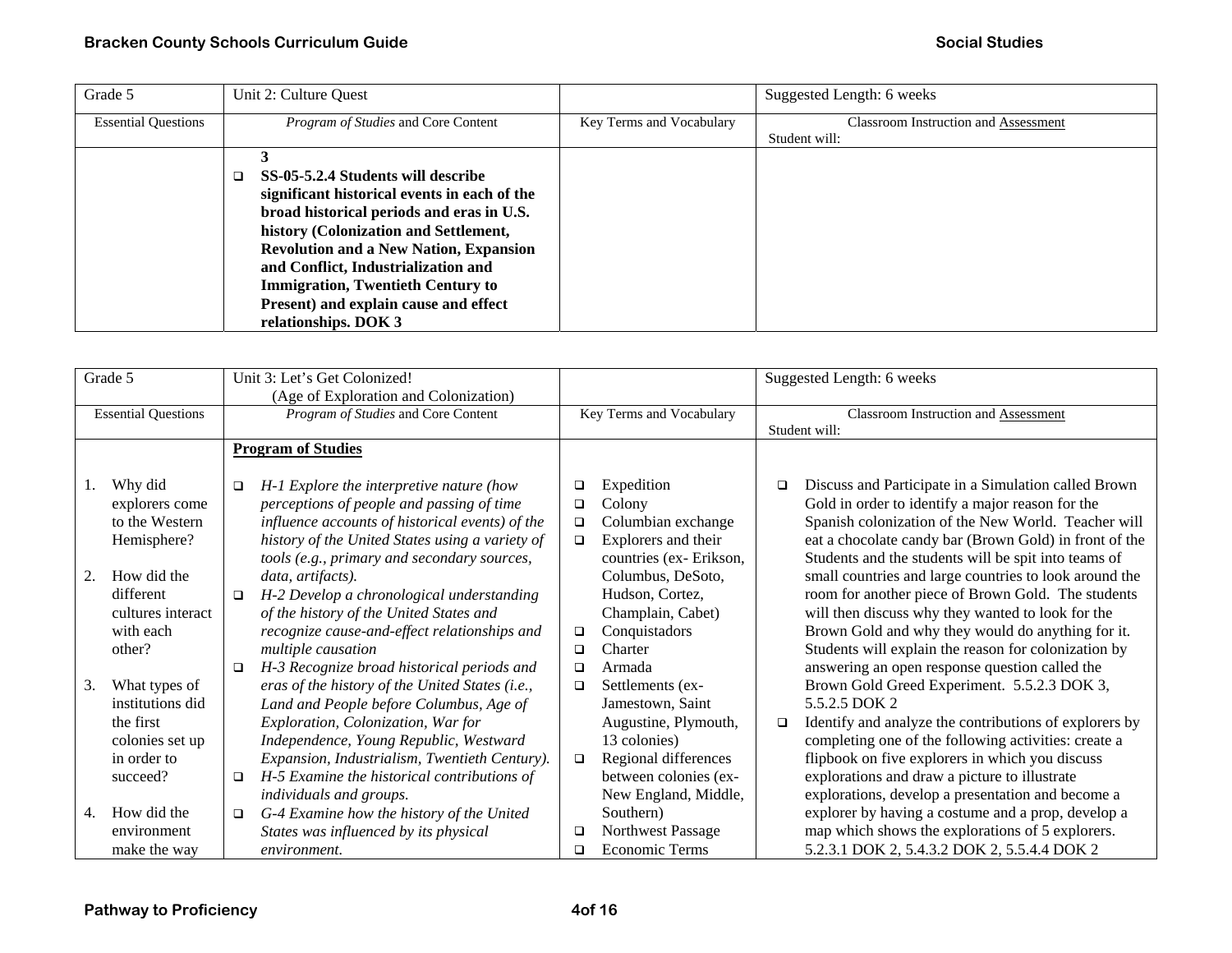| Grade 5 | Unit 2: Culture Quest | | Suggested Length: 6 weeks |
|---|---|---|---|
| Essential Questions | *Program of Studies* and Core Content | Key Terms and Vocabulary | Classroom Instruction and Assessment<br>Student will: |
| | **3**<br>❑ **SS-05-5.2.4 Students will describe significant historical events in each of the broad historical periods and eras in U.S. history (Colonization and Settlement, Revolution and a New Nation, Expansion and Conflict, Industrialization and Immigration, Twentieth Century to Present) and explain cause and effect relationships. DOK 3** | | |

| Grade 5 | Unit 3: Let's Get Colonized!<br>(Age of Exploration and Colonization) | | Suggested Length: 6 weeks |
|---|---|---|---|
| Essential Questions | *Program of Studies* and Core Content | Key Terms and Vocabulary | Classroom Instruction and Assessment<br>Student will: |
| 1. Why did explorers come to the Western Hemisphere?<br><br>2. How did the different cultures interact with each other?<br><br>3. What types of institutions did the first colonies set up in order to succeed?<br><br>4. How did the environment make the way | **Program of Studies**<br><br>❑ *H-1 Explore the interpretive nature (how perceptions of people and passing of time influence accounts of historical events) of the history of the United States using a variety of tools (e.g., primary and secondary sources, data, artifacts).*<br>❑ *H-2 Develop a chronological understanding of the history of the United States and recognize cause-and-effect relationships and multiple causation*<br>❑ *H-3 Recognize broad historical periods and eras of the history of the United States (i.e., Land and People before Columbus, Age of Exploration, Colonization, War for Independence, Young Republic, Westward Expansion, Industrialism, Twentieth Century).*<br>❑ *H-5 Examine the historical contributions of individuals and groups.*<br>❑ *G-4 Examine how the history of the United States was influenced by its physical environment.* | ❑ Expedition<br>❑ Colony<br>❑ Columbian exchange<br>❑ Explorers and their countries (ex- Erikson, Columbus, DeSoto, Hudson, Cortez, Champlain, Cabet)<br>❑ Conquistadors<br>❑ Charter<br>❑ Armada<br>❑ Settlements (ex- Jamestown, Saint Augustine, Plymouth, 13 colonies)<br>❑ Regional differences between colonies (ex- New England, Middle, Southern)<br>❑ Northwest Passage<br>❑ Economic Terms | ❑ Discuss and Participate in a Simulation called Brown Gold in order to identify a major reason for the Spanish colonization of the New World. Teacher will eat a chocolate candy bar (Brown Gold) in front of the Students and the students will be spit into teams of small countries and large countries to look around the room for another piece of Brown Gold. The students will then discuss why they wanted to look for the Brown Gold and why they would do anything for it. Students will explain the reason for colonization by answering an open response question called the Brown Gold Greed Experiment. 5.5.2.3 DOK 3, 5.5.2.5 DOK 2<br>❑ Identify and analyze the contributions of explorers by completing one of the following activities: create a flipbook on five explorers in which you discuss explorations and draw a picture to illustrate explorations, develop a presentation and become a explorer by having a costume and a prop, develop a map which shows the explorations of 5 explorers. 5.2.3.1 DOK 2, 5.4.3.2 DOK 2, 5.5.4.4 DOK 2 |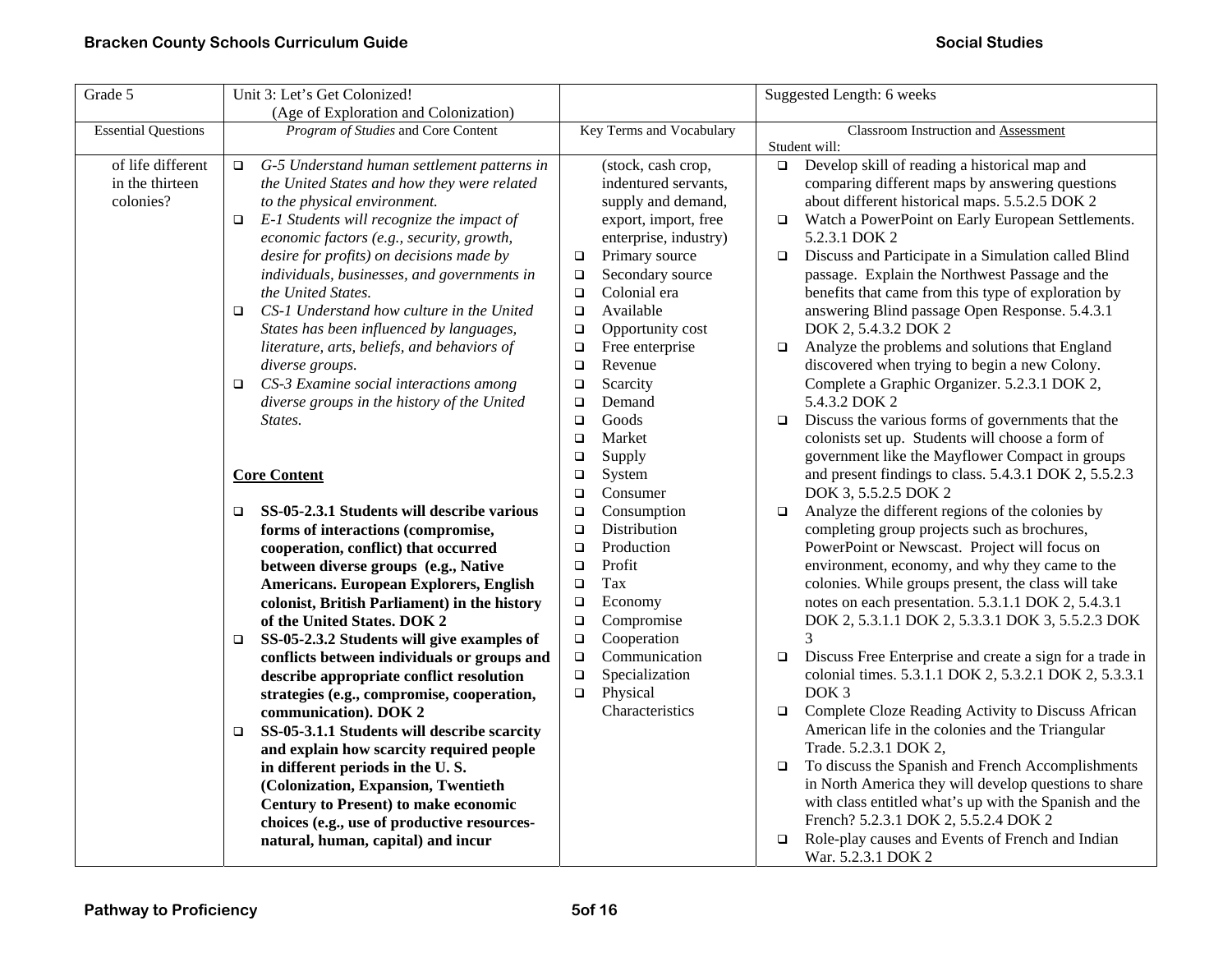| Grade 5 | Unit 3: Let's Get Colonized! (Age of Exploration and Colonization) | | Suggested Length: 6 weeks |
|---|---|---|---|
| Essential Questions | *Program of Studies* and Core Content | Key Terms and Vocabulary | Classroom Instruction and Assessment<br>Student will: |
| of life different in the thirteen colonies? | ❑ *G-5 Understand human settlement patterns in the United States and how they were related to the physical environment.*<br>❑ *E-1 Students will recognize the impact of economic factors (e.g., security, growth, desire for profits) on decisions made by individuals, businesses, and governments in the United States.*<br>❑ *CS-1 Understand how culture in the United States has been influenced by languages, literature, arts, beliefs, and behaviors of diverse groups.*<br>❑ *CS-3 Examine social interactions among diverse groups in the history of the United States.*<br><br>**Core Content**<br><br>❑ **SS-05-2.3.1 Students will describe various forms of interactions (compromise, cooperation, conflict) that occurred between diverse groups (e.g., Native Americans. European Explorers, English colonist, British Parliament) in the history of the United States. DOK 2**<br>❑ **SS-05-2.3.2 Students will give examples of conflicts between individuals or groups and describe appropriate conflict resolution strategies (e.g., compromise, cooperation, communication). DOK 2**<br>❑ **SS-05-3.1.1 Students will describe scarcity and explain how scarcity required people in different periods in the U. S. (Colonization, Expansion, Twentieth Century to Present) to make economic choices (e.g., use of productive resources-natural, human, capital) and incur** | (stock, cash crop, indentured servants, supply and demand, export, import, free enterprise, industry)<br>❑ Primary source<br>❑ Secondary source<br>❑ Colonial era<br>❑ Available<br>❑ Opportunity cost<br>❑ Free enterprise<br>❑ Revenue<br>❑ Scarcity<br>❑ Demand<br>❑ Goods<br>❑ Market<br>❑ Supply<br>❑ System<br>❑ Consumer<br>❑ Consumption<br>❑ Distribution<br>❑ Production<br>❑ Profit<br>❑ Tax<br>❑ Economy<br>❑ Compromise<br>❑ Cooperation<br>❑ Communication<br>❑ Specialization<br>❑ Physical Characteristics | ❑ Develop skill of reading a historical map and comparing different maps by answering questions about different historical maps. 5.5.2.5 DOK 2<br>❑ Watch a PowerPoint on Early European Settlements. 5.2.3.1 DOK 2<br>❑ Discuss and Participate in a Simulation called Blind passage. Explain the Northwest Passage and the benefits that came from this type of exploration by answering Blind passage Open Response. 5.4.3.1 DOK 2, 5.4.3.2 DOK 2<br>❑ Analyze the problems and solutions that England discovered when trying to begin a new Colony. Complete a Graphic Organizer. 5.2.3.1 DOK 2, 5.4.3.2 DOK 2<br>❑ Discuss the various forms of governments that the colonists set up. Students will choose a form of government like the Mayflower Compact in groups and present findings to class. 5.4.3.1 DOK 2, 5.5.2.3 DOK 3, 5.5.2.5 DOK 2<br>❑ Analyze the different regions of the colonies by completing group projects such as brochures, PowerPoint or Newscast. Project will focus on environment, economy, and why they came to the colonies. While groups present, the class will take notes on each presentation. 5.3.1.1 DOK 2, 5.4.3.1 DOK 2, 5.3.1.1 DOK 2, 5.3.3.1 DOK 3, 5.5.2.3 DOK 3<br>❑ Discuss Free Enterprise and create a sign for a trade in colonial times. 5.3.1.1 DOK 2, 5.3.2.1 DOK 2, 5.3.3.1 DOK 3<br>❑ Complete Cloze Reading Activity to Discuss African American life in the colonies and the Triangular Trade. 5.2.3.1 DOK 2,<br>❑ To discuss the Spanish and French Accomplishments in North America they will develop questions to share with class entitled what's up with the Spanish and the French? 5.2.3.1 DOK 2, 5.5.2.4 DOK 2<br>❑ Role-play causes and Events of French and Indian War. 5.2.3.1 DOK 2 |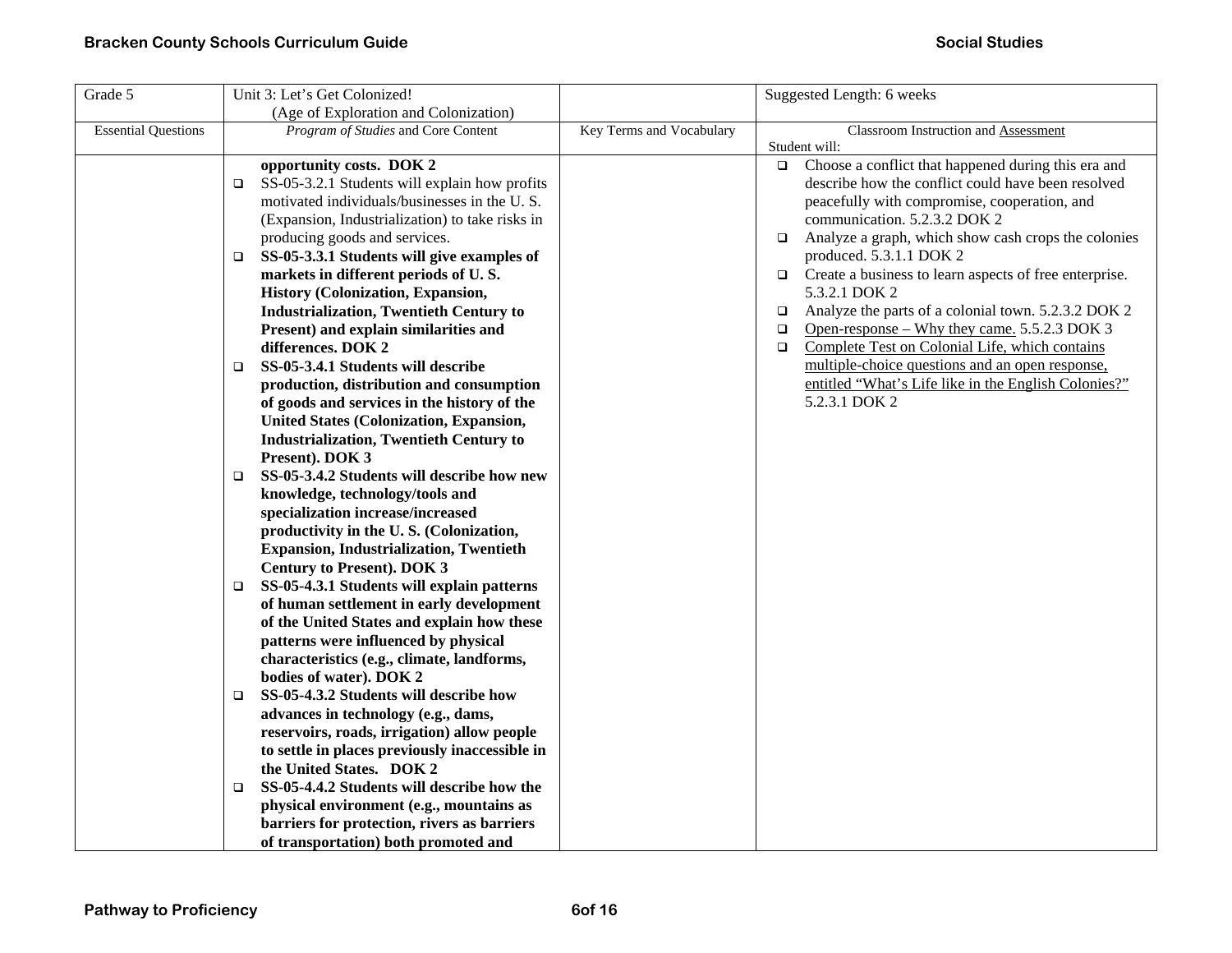| Grade 5 | Unit 3: Let's Get Colonized! (Age of Exploration and Colonization) | | Suggested Length: 6 weeks |
|---|---|---|---|
| Essential Questions | *Program of Studies* and Core Content | Key Terms and Vocabulary | Classroom Instruction and Assessment<br>Student will: |
| | **opportunity costs. DOK 2**<br>❑ SS-05-3.2.1 Students will explain how profits motivated individuals/businesses in the U. S. (Expansion, Industrialization) to take risks in producing goods and services.<br>❑ **SS-05-3.3.1 Students will give examples of markets in different periods of U. S. History (Colonization, Expansion, Industrialization, Twentieth Century to Present) and explain similarities and differences. DOK 2**<br>❑ **SS-05-3.4.1 Students will describe production, distribution and consumption of goods and services in the history of the United States (Colonization, Expansion, Industrialization, Twentieth Century to Present). DOK 3**<br>❑ **SS-05-3.4.2 Students will describe how new knowledge, technology/tools and specialization increase/increased productivity in the U. S. (Colonization, Expansion, Industrialization, Twentieth Century to Present). DOK 3**<br>❑ **SS-05-4.3.1 Students will explain patterns of human settlement in early development of the United States and explain how these patterns were influenced by physical characteristics (e.g., climate, landforms, bodies of water). DOK 2**<br>❑ **SS-05-4.3.2 Students will describe how advances in technology (e.g., dams, reservoirs, roads, irrigation) allow people to settle in places previously inaccessible in the United States. DOK 2**<br>❑ **SS-05-4.4.2 Students will describe how the physical environment (e.g., mountains as barriers for protection, rivers as barriers of transportation) both promoted and** | | ❑ Choose a conflict that happened during this era and describe how the conflict could have been resolved peacefully with compromise, cooperation, and communication. 5.2.3.2 DOK 2<br>❑ Analyze a graph, which show cash crops the colonies produced. 5.3.1.1 DOK 2<br>❑ Create a business to learn aspects of free enterprise. 5.3.2.1 DOK 2<br>❑ Analyze the parts of a colonial town. 5.2.3.2 DOK 2<br>❑ Open-response – Why they came. 5.5.2.3 DOK 3<br>❑ Complete Test on Colonial Life, which contains multiple-choice questions and an open response, entitled "What's Life like in the English Colonies?" 5.2.3.1 DOK 2 |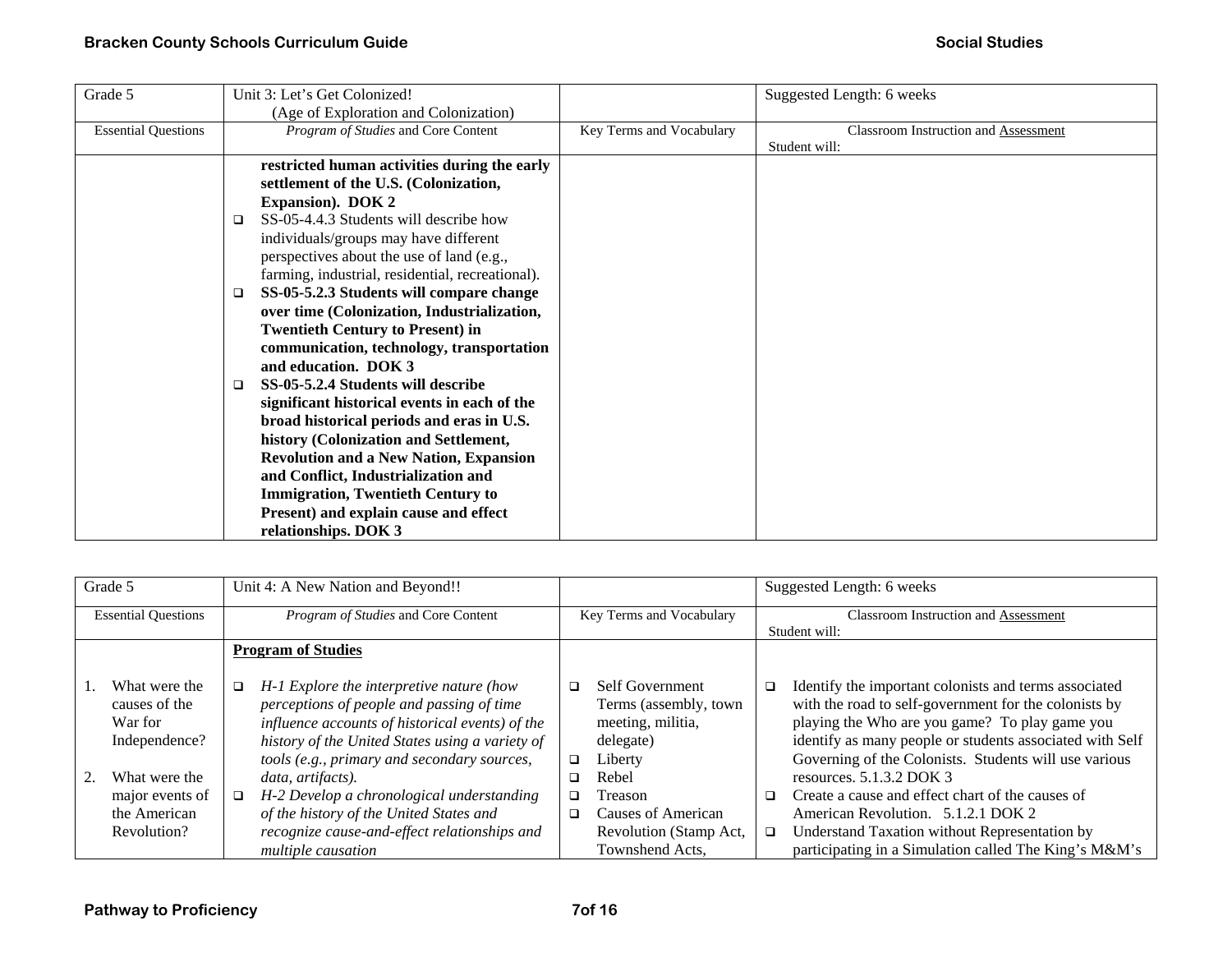| Grade 5 | Unit 3: Let's Get Colonized! (Age of Exploration and Colonization) | | Suggested Length: 6 weeks |
|---|---|---|---|
| Essential Questions | *Program of Studies* and Core Content | Key Terms and Vocabulary | Classroom Instruction and Assessment<br>Student will: |
| | **restricted human activities during the early settlement of the U.S. (Colonization, Expansion). DOK 2**<br>❑ SS-05-4.4.3 Students will describe how individuals/groups may have different perspectives about the use of land (e.g., farming, industrial, residential, recreational).<br>❑ **SS-05-5.2.3 Students will compare change over time (Colonization, Industrialization, Twentieth Century to Present) in communication, technology, transportation and education. DOK 3**<br>❑ **SS-05-5.2.4 Students will describe significant historical events in each of the broad historical periods and eras in U.S. history (Colonization and Settlement, Revolution and a New Nation, Expansion and Conflict, Industrialization and Immigration, Twentieth Century to Present) and explain cause and effect relationships. DOK 3** | | |

| Grade 5 | Unit 4: A New Nation and Beyond!! | | Suggested Length: 6 weeks |
|---|---|---|---|
| Essential Questions | *Program of Studies* and Core Content | Key Terms and Vocabulary | Classroom Instruction and Assessment<br>Student will: |
| 1. What were the causes of the War for Independence?<br><br>2. What were the major events of the American Revolution? | **Program of Studies**<br><br>❑ *H-1 Explore the interpretive nature (how perceptions of people and passing of time influence accounts of historical events) of the history of the United States using a variety of tools (e.g., primary and secondary sources, data, artifacts).*<br>❑ *H-2 Develop a chronological understanding of the history of the United States and recognize cause-and-effect relationships and multiple causation* | ❑ Self Government Terms (assembly, town meeting, militia, delegate)<br>❑ Liberty<br>❑ Rebel<br>❑ Treason<br>❑ Causes of American Revolution (Stamp Act, Townshend Acts, | ❑ Identify the important colonists and terms associated with the road to self-government for the colonists by playing the Who are you game? To play game you identify as many people or students associated with Self Governing of the Colonists. Students will use various resources. 5.1.3.2 DOK 3<br>❑ Create a cause and effect chart of the causes of American Revolution. 5.1.2.1 DOK 2<br>❑ Understand Taxation without Representation by participating in a Simulation called The King's M&M's |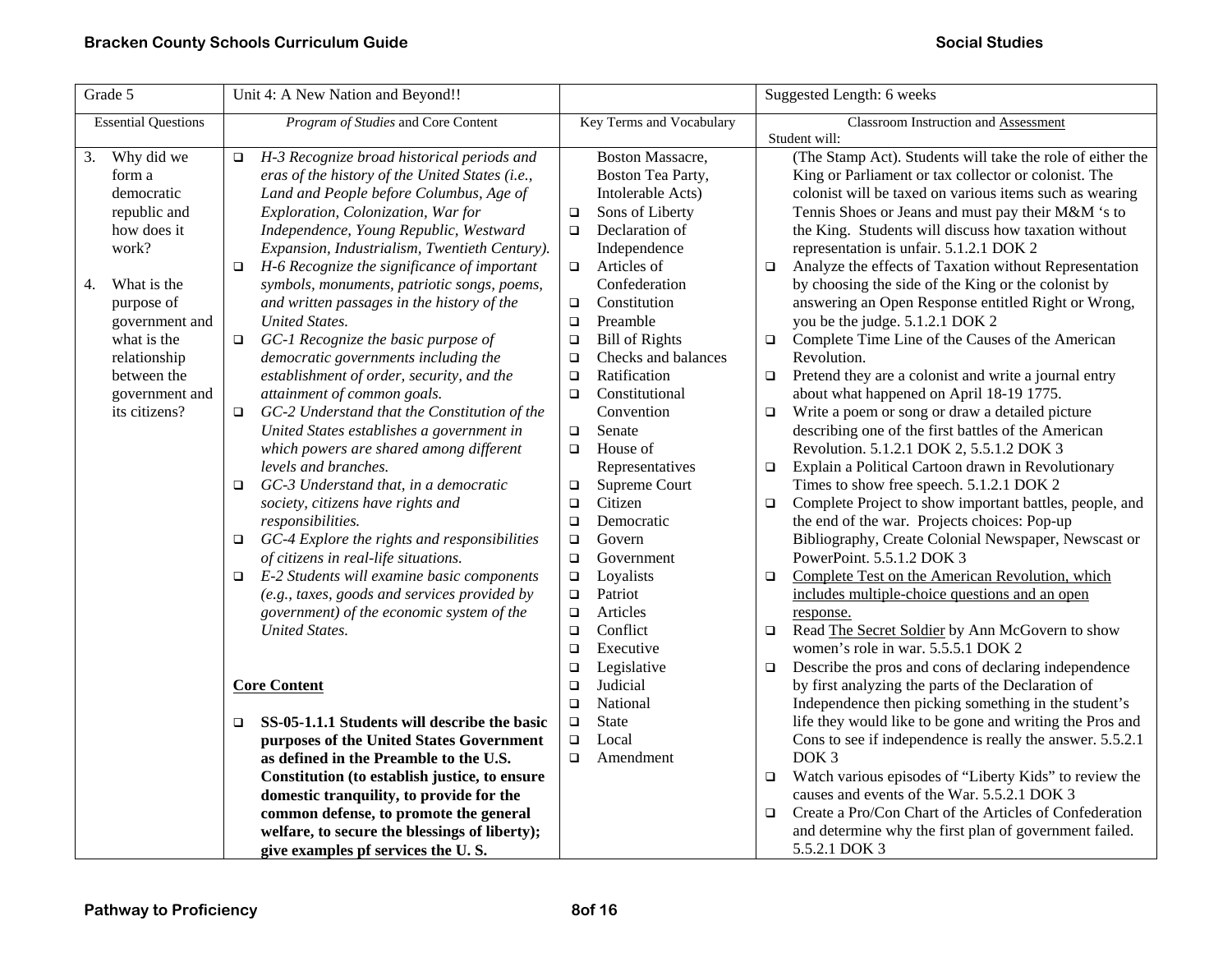| Grade 5 | Unit 4: A New Nation and Beyond!! | | Suggested Length: 6 weeks |
|---|---|---|---|
| Essential Questions | *Program of Studies* and Core Content | Key Terms and Vocabulary | Classroom Instruction and Assessment<br>Student will: |
| 3. Why did we form a democratic republic and how does it work?<br><br>4. What is the purpose of government and what is the relationship between the government and its citizens? | ❑ *H-3 Recognize broad historical periods and eras of the history of the United States (i.e., Land and People before Columbus, Age of Exploration, Colonization, War for Independence, Young Republic, Westward Expansion, Industrialism, Twentieth Century).*<br>❑ *H-6 Recognize the significance of important symbols, monuments, patriotic songs, poems, and written passages in the history of the United States.*<br>❑ *GC-1 Recognize the basic purpose of democratic governments including the establishment of order, security, and the attainment of common goals.*<br>❑ *GC-2 Understand that the Constitution of the United States establishes a government in which powers are shared among different levels and branches.*<br>❑ *GC-3 Understand that, in a democratic society, citizens have rights and responsibilities.*<br>❑ *GC-4 Explore the rights and responsibilities of citizens in real-life situations.*<br>❑ *E-2 Students will examine basic components (e.g., taxes, goods and services provided by government) of the economic system of the United States.*<br><br>**Core Content**<br><br>❑ **SS-05-1.1.1 Students will describe the basic purposes of the United States Government as defined in the Preamble to the U.S. Constitution (to establish justice, to ensure domestic tranquility, to provide for the common defense, to promote the general welfare, to secure the blessings of liberty); give examples pf services the U. S.** | Boston Massacre, Boston Tea Party, Intolerable Acts)<br>❑ Sons of Liberty<br>❑ Declaration of Independence<br>❑ Articles of Confederation<br>❑ Constitution<br>❑ Preamble<br>❑ Bill of Rights<br>❑ Checks and balances<br>❑ Ratification<br>❑ Constitutional Convention<br>❑ Senate<br>❑ House of Representatives<br>❑ Supreme Court<br>❑ Citizen<br>❑ Democratic<br>❑ Govern<br>❑ Government<br>❑ Loyalists<br>❑ Patriot<br>❑ Articles<br>❑ Conflict<br>❑ Executive<br>❑ Legislative<br>❑ Judicial<br>❑ National<br>❑ State<br>❑ Local<br>❑ Amendment | (The Stamp Act). Students will take the role of either the King or Parliament or tax collector or colonist. The colonist will be taxed on various items such as wearing Tennis Shoes or Jeans and must pay their M&M 's to the King. Students will discuss how taxation without representation is unfair. 5.1.2.1 DOK 2<br>❑ Analyze the effects of Taxation without Representation by choosing the side of the King or the colonist by answering an Open Response entitled Right or Wrong, you be the judge. 5.1.2.1 DOK 2<br>❑ Complete Time Line of the Causes of the American Revolution.<br>❑ Pretend they are a colonist and write a journal entry about what happened on April 18-19 1775.<br>❑ Write a poem or song or draw a detailed picture describing one of the first battles of the American Revolution. 5.1.2.1 DOK 2, 5.5.1.2 DOK 3<br>❑ Explain a Political Cartoon drawn in Revolutionary Times to show free speech. 5.1.2.1 DOK 2<br>❑ Complete Project to show important battles, people, and the end of the war. Projects choices: Pop-up Bibliography, Create Colonial Newspaper, Newscast or PowerPoint. 5.5.1.2 DOK 3<br>❑ <u>Complete Test on the American Revolution, which includes multiple-choice questions and an open response.</u><br>❑ Read <u>The Secret Soldier</u> by Ann McGovern to show women's role in war. 5.5.5.1 DOK 2<br>❑ Describe the pros and cons of declaring independence by first analyzing the parts of the Declaration of Independence then picking something in the student's life they would like to be gone and writing the Pros and Cons to see if independence is really the answer. 5.5.2.1 DOK 3<br>❑ Watch various episodes of "Liberty Kids" to review the causes and events of the War. 5.5.2.1 DOK 3<br>❑ Create a Pro/Con Chart of the Articles of Confederation and determine why the first plan of government failed. 5.5.2.1 DOK 3 |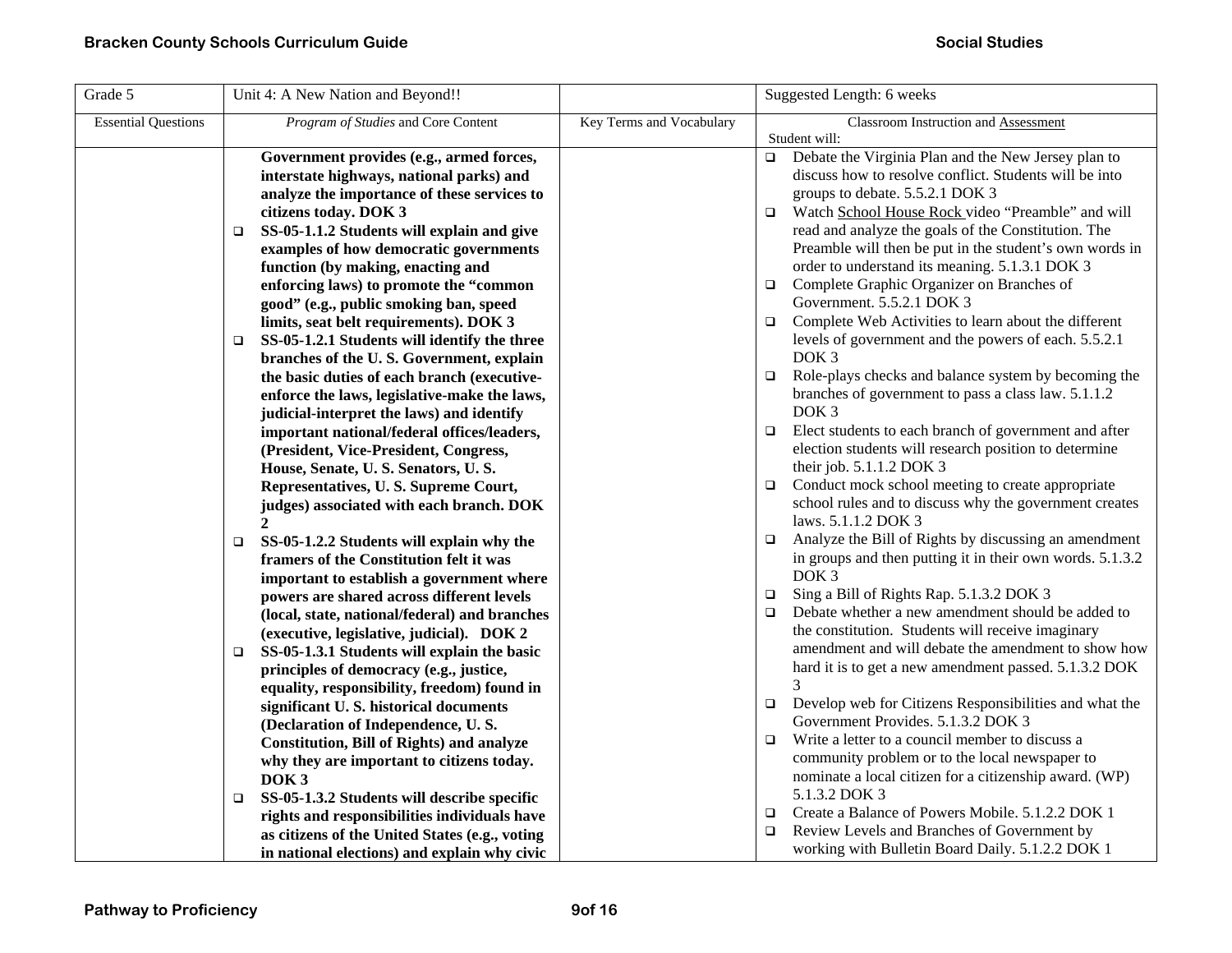| Grade 5 | Unit 4: A New Nation and Beyond!! | | Suggested Length: 6 weeks |
|---|---|---|---|
| Essential Questions | *Program of Studies* and Core Content | Key Terms and Vocabulary | Classroom Instruction and Assessment<br>Student will: |
| | **Government provides (e.g., armed forces, interstate highways, national parks) and analyze the importance of these services to citizens today. DOK 3**<br>❑ **SS-05-1.1.2 Students will explain and give examples of how democratic governments function (by making, enacting and enforcing laws) to promote the "common good" (e.g., public smoking ban, speed limits, seat belt requirements). DOK 3**<br>❑ **SS-05-1.2.1 Students will identify the three branches of the U. S. Government, explain the basic duties of each branch (executive-enforce the laws, legislative-make the laws, judicial-interpret the laws) and identify important national/federal offices/leaders, (President, Vice-President, Congress, House, Senate, U. S. Senators, U. S. Representatives, U. S. Supreme Court, judges) associated with each branch. DOK 2**<br>❑ **SS-05-1.2.2 Students will explain why the framers of the Constitution felt it was important to establish a government where powers are shared across different levels (local, state, national/federal) and branches (executive, legislative, judicial). DOK 2**<br>❑ **SS-05-1.3.1 Students will explain the basic principles of democracy (e.g., justice, equality, responsibility, freedom) found in significant U. S. historical documents (Declaration of Independence, U. S. Constitution, Bill of Rights) and analyze why they are important to citizens today. DOK 3**<br>❑ **SS-05-1.3.2 Students will describe specific rights and responsibilities individuals have as citizens of the United States (e.g., voting in national elections) and explain why civic** | | ❑ Debate the Virginia Plan and the New Jersey plan to discuss how to resolve conflict. Students will be into groups to debate. 5.5.2.1 DOK 3<br>❑ Watch School House Rock video "Preamble" and will read and analyze the goals of the Constitution. The Preamble will then be put in the student's own words in order to understand its meaning. 5.1.3.1 DOK 3<br>❑ Complete Graphic Organizer on Branches of Government. 5.5.2.1 DOK 3<br>❑ Complete Web Activities to learn about the different levels of government and the powers of each. 5.5.2.1 DOK 3<br>❑ Role-plays checks and balance system by becoming the branches of government to pass a class law. 5.1.1.2 DOK 3<br>❑ Elect students to each branch of government and after election students will research position to determine their job. 5.1.1.2 DOK 3<br>❑ Conduct mock school meeting to create appropriate school rules and to discuss why the government creates laws. 5.1.1.2 DOK 3<br>❑ Analyze the Bill of Rights by discussing an amendment in groups and then putting it in their own words. 5.1.3.2 DOK 3<br>❑ Sing a Bill of Rights Rap. 5.1.3.2 DOK 3<br>❑ Debate whether a new amendment should be added to the constitution. Students will receive imaginary amendment and will debate the amendment to show how hard it is to get a new amendment passed. 5.1.3.2 DOK 3<br>❑ Develop web for Citizens Responsibilities and what the Government Provides. 5.1.3.2 DOK 3<br>❑ Write a letter to a council member to discuss a community problem or to the local newspaper to nominate a local citizen for a citizenship award. (WP) 5.1.3.2 DOK 3<br>❑ Create a Balance of Powers Mobile. 5.1.2.2 DOK 1<br>❑ Review Levels and Branches of Government by working with Bulletin Board Daily. 5.1.2.2 DOK 1 |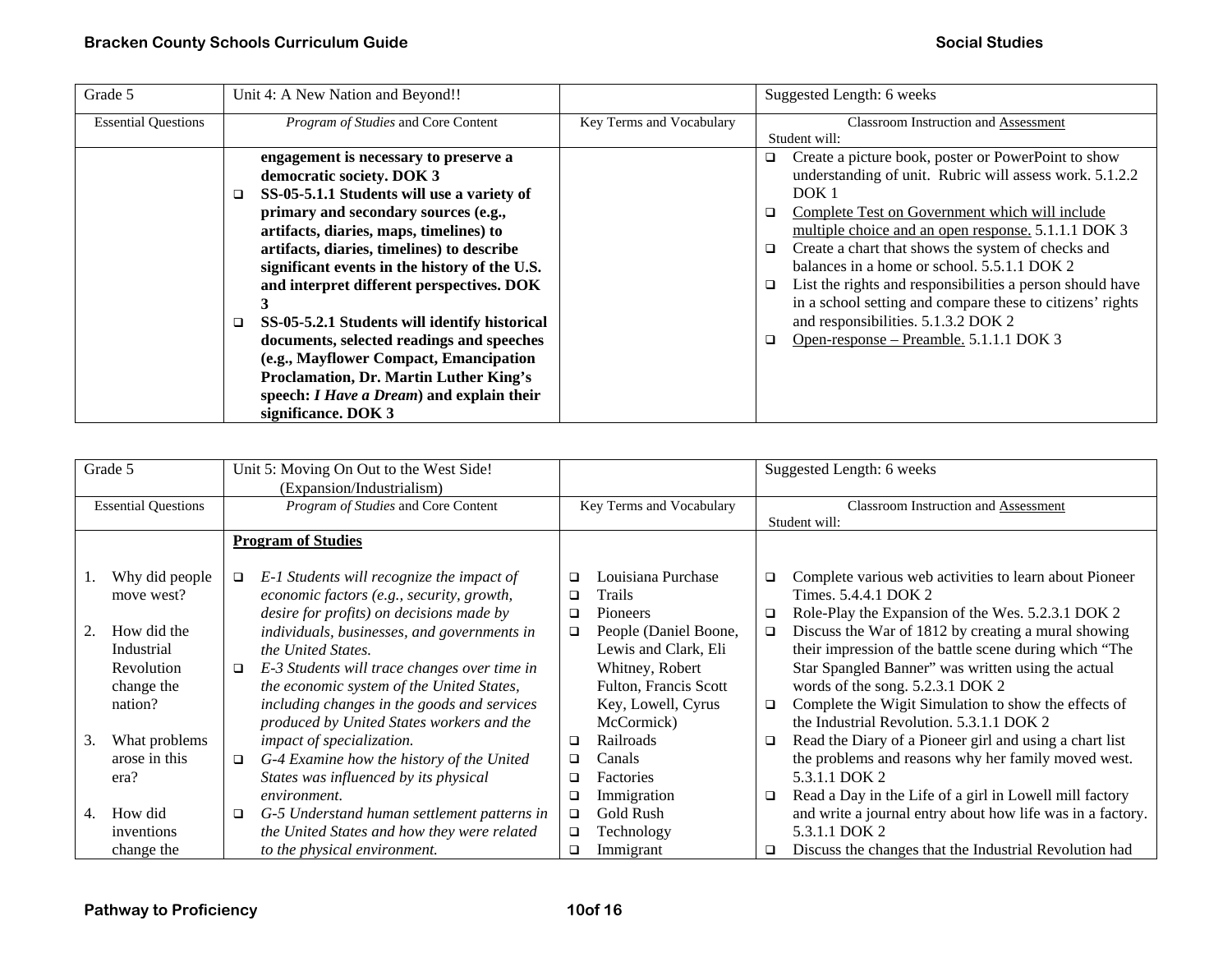| Grade 5 | Unit 4: A New Nation and Beyond!! | | Suggested Length: 6 weeks |
|---|---|---|---|
| Essential Questions | *Program of Studies* and Core Content | Key Terms and Vocabulary | Classroom Instruction and Assessment<br>Student will: |
| | **engagement is necessary to preserve a democratic society. DOK 3**<br>❑ **SS-05-5.1.1 Students will use a variety of primary and secondary sources (e.g., artifacts, diaries, maps, timelines) to artifacts, diaries, timelines) to describe significant events in the history of the U.S. and interpret different perspectives. DOK 3**<br>❑ **SS-05-5.2.1 Students will identify historical documents, selected readings and speeches (e.g., Mayflower Compact, Emancipation Proclamation, Dr. Martin Luther King's speech: *I Have a Dream*) and explain their significance. DOK 3** | | ❑ Create a picture book, poster or PowerPoint to show understanding of unit. Rubric will assess work. 5.1.2.2 DOK 1<br>❑ Complete Test on Government which will include multiple choice and an open response. 5.1.1.1 DOK 3<br>❑ Create a chart that shows the system of checks and balances in a home or school. 5.5.1.1 DOK 2<br>❑ List the rights and responsibilities a person should have in a school setting and compare these to citizens' rights and responsibilities. 5.1.3.2 DOK 2<br>❑ Open-response – Preamble. 5.1.1.1 DOK 3 |

| Grade 5 | Unit 5: Moving On Out to the West Side! (Expansion/Industrialism) | | Suggested Length: 6 weeks |
|---|---|---|---|
| Essential Questions | *Program of Studies* and Core Content | Key Terms and Vocabulary | Classroom Instruction and Assessment<br>Student will: |
| 1. Why did people move west?<br>2. How did the Industrial Revolution change the nation?<br>3. What problems arose in this era?<br>4. How did inventions change the | **Program of Studies**<br>❑ *E-1 Students will recognize the impact of economic factors (e.g., security, growth, desire for profits) on decisions made by individuals, businesses, and governments in the United States.*<br>❑ *E-3 Students will trace changes over time in the economic system of the United States, including changes in the goods and services produced by United States workers and the impact of specialization.*<br>❑ *G-4 Examine how the history of the United States was influenced by its physical environment.*<br>❑ *G-5 Understand human settlement patterns in the United States and how they were related to the physical environment.* | ❑ Louisiana Purchase<br>❑ Trails<br>❑ Pioneers<br>❑ People (Daniel Boone, Lewis and Clark, Eli Whitney, Robert Fulton, Francis Scott Key, Lowell, Cyrus McCormick)<br>❑ Railroads<br>❑ Canals<br>❑ Factories<br>❑ Immigration<br>❑ Gold Rush<br>❑ Technology<br>❑ Immigrant | ❑ Complete various web activities to learn about Pioneer Times. 5.4.4.1 DOK 2<br>❑ Role-Play the Expansion of the Wes. 5.2.3.1 DOK 2<br>❑ Discuss the War of 1812 by creating a mural showing their impression of the battle scene during which "The Star Spangled Banner" was written using the actual words of the song. 5.2.3.1 DOK 2<br>❑ Complete the Wigit Simulation to show the effects of the Industrial Revolution. 5.3.1.1 DOK 2<br>❑ Read the Diary of a Pioneer girl and using a chart list the problems and reasons why her family moved west. 5.3.1.1 DOK 2<br>❑ Read a Day in the Life of a girl in Lowell mill factory and write a journal entry about how life was in a factory. 5.3.1.1 DOK 2<br>❑ Discuss the changes that the Industrial Revolution had |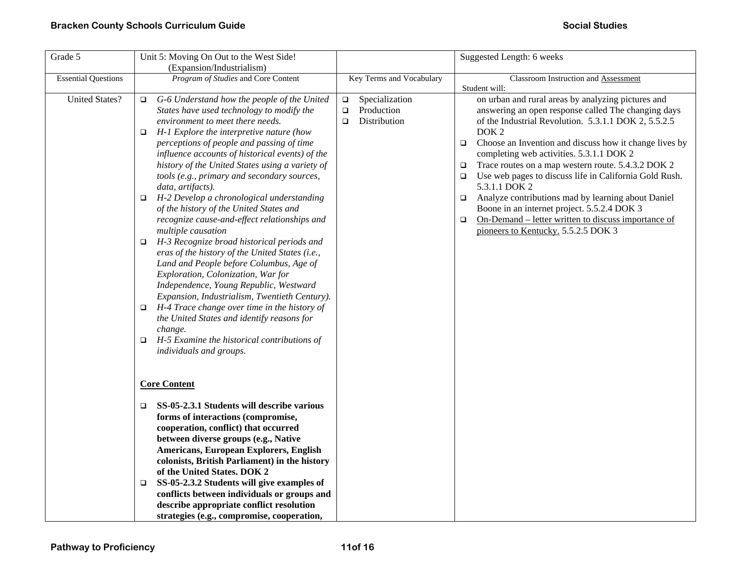| Grade 5 | Unit 5: Moving On Out to the West Side! (Expansion/Industrialism) | | Suggested Length: 6 weeks |
|---|---|---|---|
| Essential Questions | *Program of Studies* and Core Content | Key Terms and Vocabulary | Classroom Instruction and Assessment<br>Student will: |
| United States? | ❑ *G-6 Understand how the people of the United States have used technology to modify the environment to meet there needs.*<br>❑ *H-1 Explore the interpretive nature (how perceptions of people and passing of time influence accounts of historical events) of the history of the United States using a variety of tools (e.g., primary and secondary sources, data, artifacts).*<br>❑ *H-2 Develop a chronological understanding of the history of the United States and recognize cause-and-effect relationships and multiple causation*<br>❑ *H-3 Recognize broad historical periods and eras of the history of the United States (i.e., Land and People before Columbus, Age of Exploration, Colonization, War for Independence, Young Republic, Westward Expansion, Industrialism, Twentieth Century).*<br>❑ *H-4 Trace change over time in the history of the United States and identify reasons for change.*<br>❑ *H-5 Examine the historical contributions of individuals and groups.*<br><br>**Core Content**<br><br>❑ **SS-05-2.3.1 Students will describe various forms of interactions (compromise, cooperation, conflict) that occurred between diverse groups (e.g., Native Americans, European Explorers, English colonists, British Parliament) in the history of the United States. DOK 2**<br>❑ **SS-05-2.3.2 Students will give examples of conflicts between individuals or groups and describe appropriate conflict resolution strategies (e.g., compromise, cooperation,** | ❑ Specialization<br>❑ Production<br>❑ Distribution | on urban and rural areas by analyzing pictures and answering an open response called The changing days of the Industrial Revolution. 5.3.1.1 DOK 2, 5.5.2.5 DOK 2<br>❑ Choose an Invention and discuss how it change lives by completing web activities. 5.3.1.1 DOK 2<br>❑ Trace routes on a map western route. 5.4.3.2 DOK 2<br>❑ Use web pages to discuss life in California Gold Rush. 5.3.1.1 DOK 2<br>❑ Analyze contributions mad by learning about Daniel Boone in an internet project. 5.5.2.4 DOK 3<br>❑ <u>On-Demand – letter written to discuss importance of pioneers to Kentucky.</u> 5.5.2.5 DOK 3 |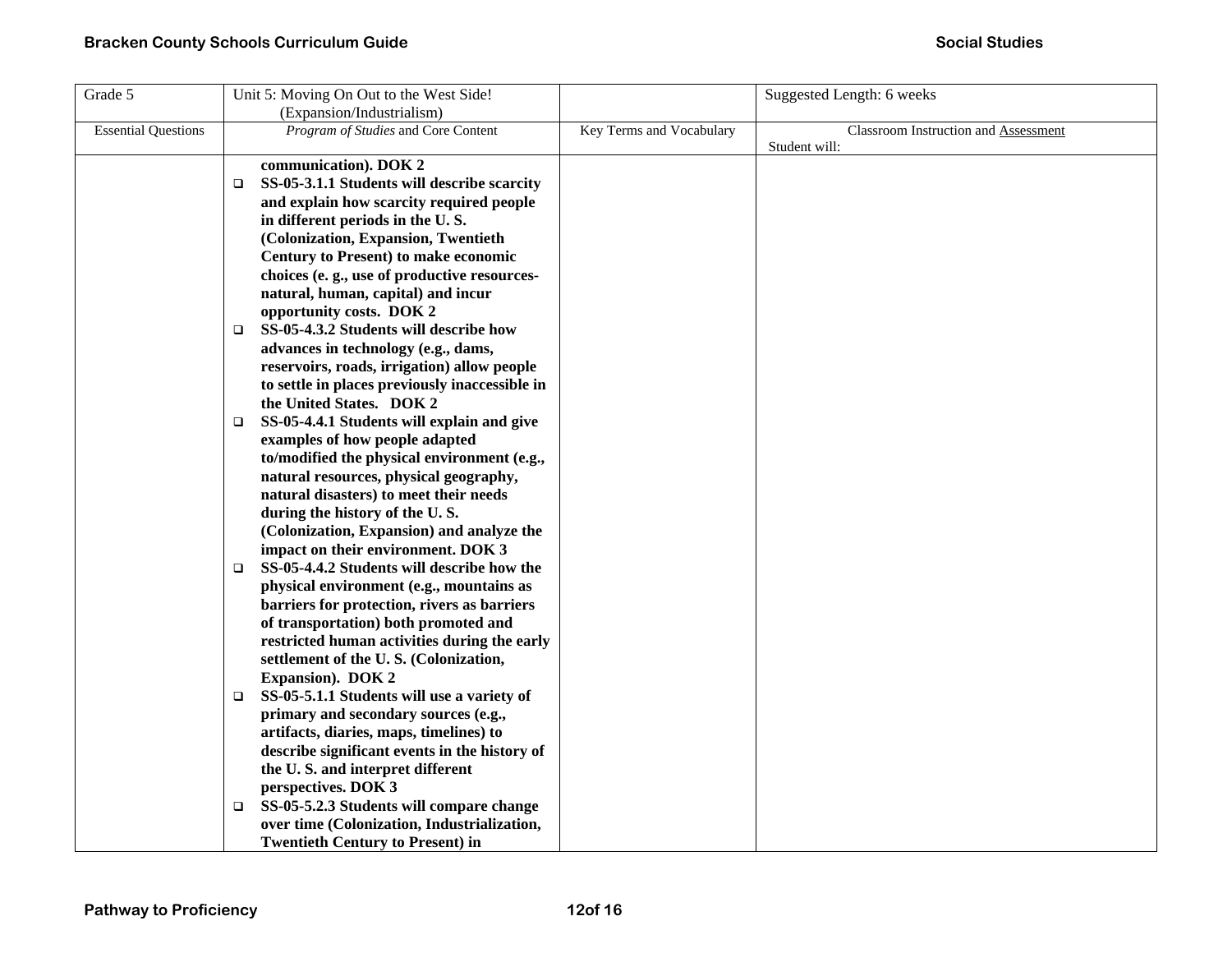| Grade 5 | Unit 5: Moving On Out to the West Side! (Expansion/Industrialism) | | Suggested Length: 6 weeks |
|---|---|---|---|
| Essential Questions | *Program of Studies* and Core Content | Key Terms and Vocabulary | Classroom Instruction and Assessment<br>Student will: |
| | **communication). DOK 2**<br>❑ **SS-05-3.1.1 Students will describe scarcity and explain how scarcity required people in different periods in the U. S. (Colonization, Expansion, Twentieth Century to Present) to make economic choices (e. g., use of productive resources- natural, human, capital) and incur opportunity costs. DOK 2**<br>❑ **SS-05-4.3.2 Students will describe how advances in technology (e.g., dams, reservoirs, roads, irrigation) allow people to settle in places previously inaccessible in the United States. DOK 2**<br>❑ **SS-05-4.4.1 Students will explain and give examples of how people adapted to/modified the physical environment (e.g., natural resources, physical geography, natural disasters) to meet their needs during the history of the U. S. (Colonization, Expansion) and analyze the impact on their environment. DOK 3**<br>❑ **SS-05-4.4.2 Students will describe how the physical environment (e.g., mountains as barriers for protection, rivers as barriers of transportation) both promoted and restricted human activities during the early settlement of the U. S. (Colonization, Expansion). DOK 2**<br>❑ **SS-05-5.1.1 Students will use a variety of primary and secondary sources (e.g., artifacts, diaries, maps, timelines) to describe significant events in the history of the U. S. and interpret different perspectives. DOK 3**<br>❑ **SS-05-5.2.3 Students will compare change over time (Colonization, Industrialization, Twentieth Century to Present) in** | | |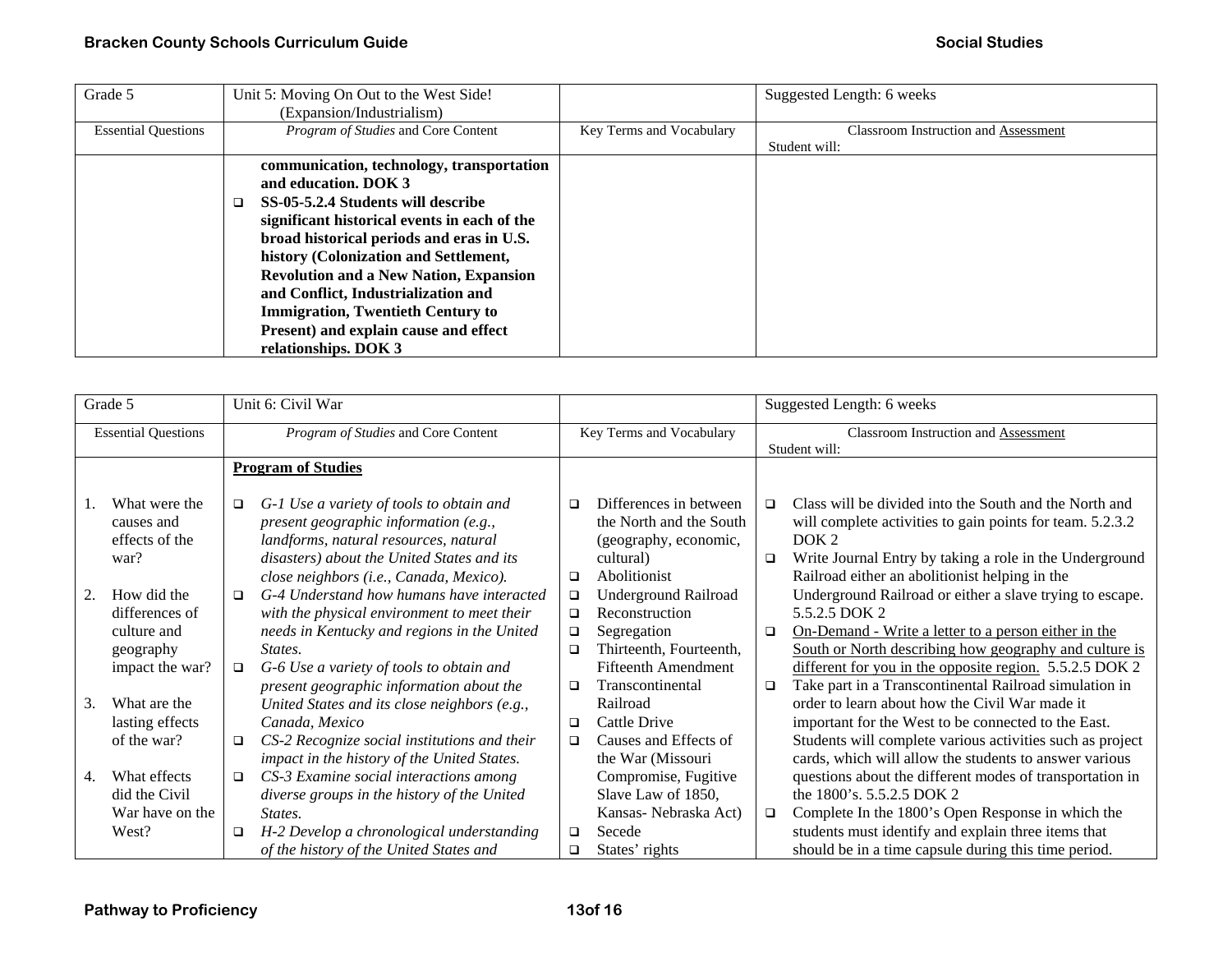| Grade 5 | Unit 5: Moving On Out to the West Side! (Expansion/Industrialism) | | Suggested Length: 6 weeks |
|---|---|---|---|
| Essential Questions | *Program of Studies* and Core Content | Key Terms and Vocabulary | Classroom Instruction and Assessment<br>Student will: |
| | **communication, technology, transportation and education. DOK 3**<br>❑ **SS-05-5.2.4 Students will describe significant historical events in each of the broad historical periods and eras in U.S. history (Colonization and Settlement, Revolution and a New Nation, Expansion and Conflict, Industrialization and Immigration, Twentieth Century to Present) and explain cause and effect relationships. DOK 3** | | |

| Grade 5 | Unit 6: Civil War | | Suggested Length: 6 weeks |
|---|---|---|---|
| Essential Questions | *Program of Studies* and Core Content | Key Terms and Vocabulary | Classroom Instruction and Assessment<br>Student will: |
| 1. What were the causes and effects of the war?<br>2. How did the differences of culture and geography impact the war?<br>3. What are the lasting effects of the war?<br>4. What effects did the Civil War have on the West? | **Program of Studies**<br>❑ *G-1 Use a variety of tools to obtain and present geographic information (e.g., landforms, natural resources, natural disasters) about the United States and its close neighbors (i.e., Canada, Mexico).*<br>❑ *G-4 Understand how humans have interacted with the physical environment to meet their needs in Kentucky and regions in the United States.*<br>❑ *G-6 Use a variety of tools to obtain and present geographic information about the United States and its close neighbors (e.g., Canada, Mexico*<br>❑ *CS-2 Recognize social institutions and their impact in the history of the United States.*<br>❑ *CS-3 Examine social interactions among diverse groups in the history of the United States.*<br>❑ *H-2 Develop a chronological understanding of the history of the United States and* | ❑ Differences in between the North and the South (geography, economic, cultural)<br>❑ Abolitionist<br>❑ Underground Railroad<br>❑ Reconstruction<br>❑ Segregation<br>❑ Thirteenth, Fourteenth, Fifteenth Amendment<br>❑ Transcontinental Railroad<br>❑ Cattle Drive<br>❑ Causes and Effects of the War (Missouri Compromise, Fugitive Slave Law of 1850, Kansas- Nebraska Act)<br>❑ Secede<br>❑ States' rights | ❑ Class will be divided into the South and the North and will complete activities to gain points for team. 5.2.3.2 DOK 2<br>❑ Write Journal Entry by taking a role in the Underground Railroad either an abolitionist helping in the Underground Railroad or either a slave trying to escape. 5.5.2.5 DOK 2<br>❑ <u>On-Demand - Write a letter to a person either in the South or North describing how geography and culture is different for you in the opposite region.</u> 5.5.2.5 DOK 2<br>❑ Take part in a Transcontinental Railroad simulation in order to learn about how the Civil War made it important for the West to be connected to the East. Students will complete various activities such as project cards, which will allow the students to answer various questions about the different modes of transportation in the 1800's. 5.5.2.5 DOK 2<br>❑ Complete In the 1800's Open Response in which the students must identify and explain three items that should be in a time capsule during this time period. |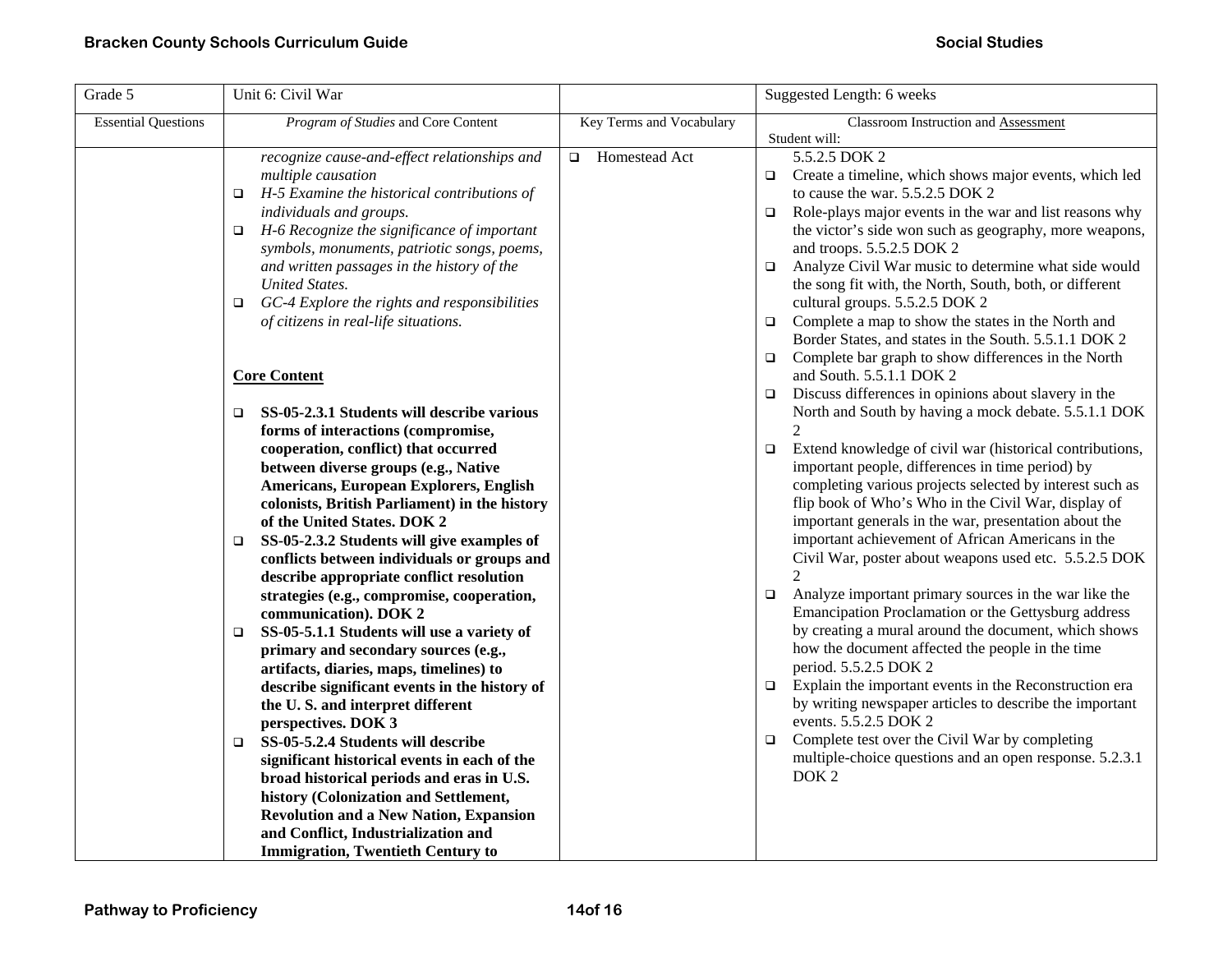| Grade 5 | Unit 6: Civil War | | Suggested Length: 6 weeks |
|---|---|---|---|
| Essential Questions | *Program of Studies* and Core Content | Key Terms and Vocabulary | Classroom Instruction and Assessment<br>Student will: |
| | *recognize cause-and-effect relationships and multiple causation*<br>❑ *H-5 Examine the historical contributions of individuals and groups.*<br>❑ *H-6 Recognize the significance of important symbols, monuments, patriotic songs, poems, and written passages in the history of the United States.*<br>❑ *GC-4 Explore the rights and responsibilities of citizens in real-life situations.*<br><br>**Core Content**<br><br>❑ **SS-05-2.3.1 Students will describe various forms of interactions (compromise, cooperation, conflict) that occurred between diverse groups (e.g., Native Americans, European Explorers, English colonists, British Parliament) in the history of the United States. DOK 2**<br>❑ **SS-05-2.3.2 Students will give examples of conflicts between individuals or groups and describe appropriate conflict resolution strategies (e.g., compromise, cooperation, communication). DOK 2**<br>❑ **SS-05-5.1.1 Students will use a variety of primary and secondary sources (e.g., artifacts, diaries, maps, timelines) to describe significant events in the history of the U. S. and interpret different perspectives. DOK 3**<br>❑ **SS-05-5.2.4 Students will describe significant historical events in each of the broad historical periods and eras in U.S. history (Colonization and Settlement, Revolution and a New Nation, Expansion and Conflict, Industrialization and Immigration, Twentieth Century to** | ❑ Homestead Act | 5.5.2.5 DOK 2<br>❑ Create a timeline, which shows major events, which led to cause the war. 5.5.2.5 DOK 2<br>❑ Role-plays major events in the war and list reasons why the victor's side won such as geography, more weapons, and troops. 5.5.2.5 DOK 2<br>❑ Analyze Civil War music to determine what side would the song fit with, the North, South, both, or different cultural groups. 5.5.2.5 DOK 2<br>❑ Complete a map to show the states in the North and Border States, and states in the South. 5.5.1.1 DOK 2<br>❑ Complete bar graph to show differences in the North and South. 5.5.1.1 DOK 2<br>❑ Discuss differences in opinions about slavery in the North and South by having a mock debate. 5.5.1.1 DOK 2<br>❑ Extend knowledge of civil war (historical contributions, important people, differences in time period) by completing various projects selected by interest such as flip book of Who's Who in the Civil War, display of important generals in the war, presentation about the important achievement of African Americans in the Civil War, poster about weapons used etc. 5.5.2.5 DOK 2<br>❑ Analyze important primary sources in the war like the Emancipation Proclamation or the Gettysburg address by creating a mural around the document, which shows how the document affected the people in the time period. 5.5.2.5 DOK 2<br>❑ Explain the important events in the Reconstruction era by writing newspaper articles to describe the important events. 5.5.2.5 DOK 2<br>❑ Complete test over the Civil War by completing multiple-choice questions and an open response. 5.2.3.1 DOK 2 |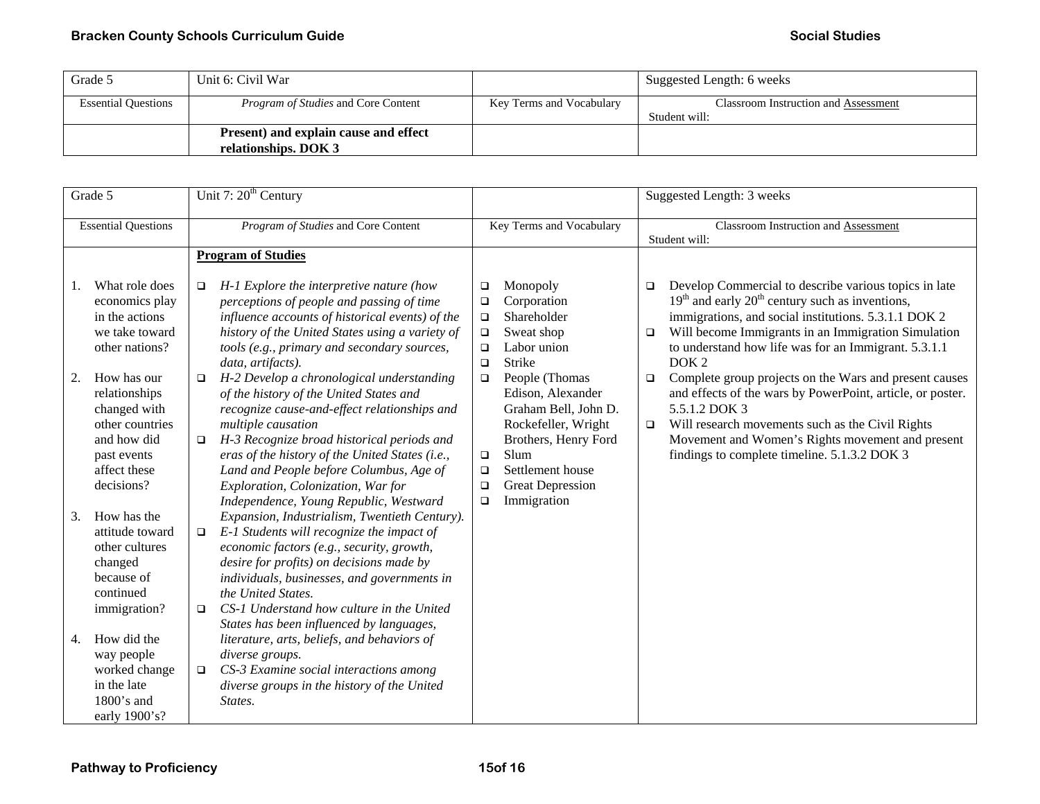| Grade 5 | Unit 6: Civil War | | Suggested Length: 6 weeks |
|---|---|---|---|
| Essential Questions | *Program of Studies* and Core Content | Key Terms and Vocabulary | Classroom Instruction and Assessment<br>Student will: |
| | **Present) and explain cause and effect relationships. DOK 3** | | |

| Grade 5 | Unit 7: 20th Century | | Suggested Length: 3 weeks |
|---|---|---|---|
| Essential Questions | *Program of Studies* and Core Content | Key Terms and Vocabulary | Classroom Instruction and Assessment<br>Student will: |
| 1. What role does economics play in the actions we take toward other nations?<br><br>2. How has our relationships changed with other countries and how did past events affect these decisions?<br><br>3. How has the attitude toward other cultures changed because of continued immigration?<br><br>4. How did the way people worked change in the late 1800's and early 1900's? | **Program of Studies**<br><br>❑ *H-1 Explore the interpretive nature (how perceptions of people and passing of time influence accounts of historical events) of the history of the United States using a variety of tools (e.g., primary and secondary sources, data, artifacts).*<br>❑ *H-2 Develop a chronological understanding of the history of the United States and recognize cause-and-effect relationships and multiple causation*<br>❑ *H-3 Recognize broad historical periods and eras of the history of the United States (i.e., Land and People before Columbus, Age of Exploration, Colonization, War for Independence, Young Republic, Westward Expansion, Industrialism, Twentieth Century).*<br>❑ *E-1 Students will recognize the impact of economic factors (e.g., security, growth, desire for profits) on decisions made by individuals, businesses, and governments in the United States.*<br>❑ *CS-1 Understand how culture in the United States has been influenced by languages, literature, arts, beliefs, and behaviors of diverse groups.*<br>❑ *CS-3 Examine social interactions among diverse groups in the history of the United States.* | ❑ Monopoly<br>❑ Corporation<br>❑ Shareholder<br>❑ Sweat shop<br>❑ Labor union<br>❑ Strike<br>❑ People (Thomas Edison, Alexander Graham Bell, John D. Rockefeller, Wright Brothers, Henry Ford<br>❑ Slum<br>❑ Settlement house<br>❑ Great Depression<br>❑ Immigration | ❑ Develop Commercial to describe various topics in late 19th and early 20th century such as inventions, immigrations, and social institutions. 5.3.1.1 DOK 2<br>❑ Will become Immigrants in an Immigration Simulation to understand how life was for an Immigrant. 5.3.1.1 DOK 2<br>❑ Complete group projects on the Wars and present causes and effects of the wars by PowerPoint, article, or poster. 5.5.1.2 DOK 3<br>❑ Will research movements such as the Civil Rights Movement and Women's Rights movement and present findings to complete timeline. 5.1.3.2 DOK 3 |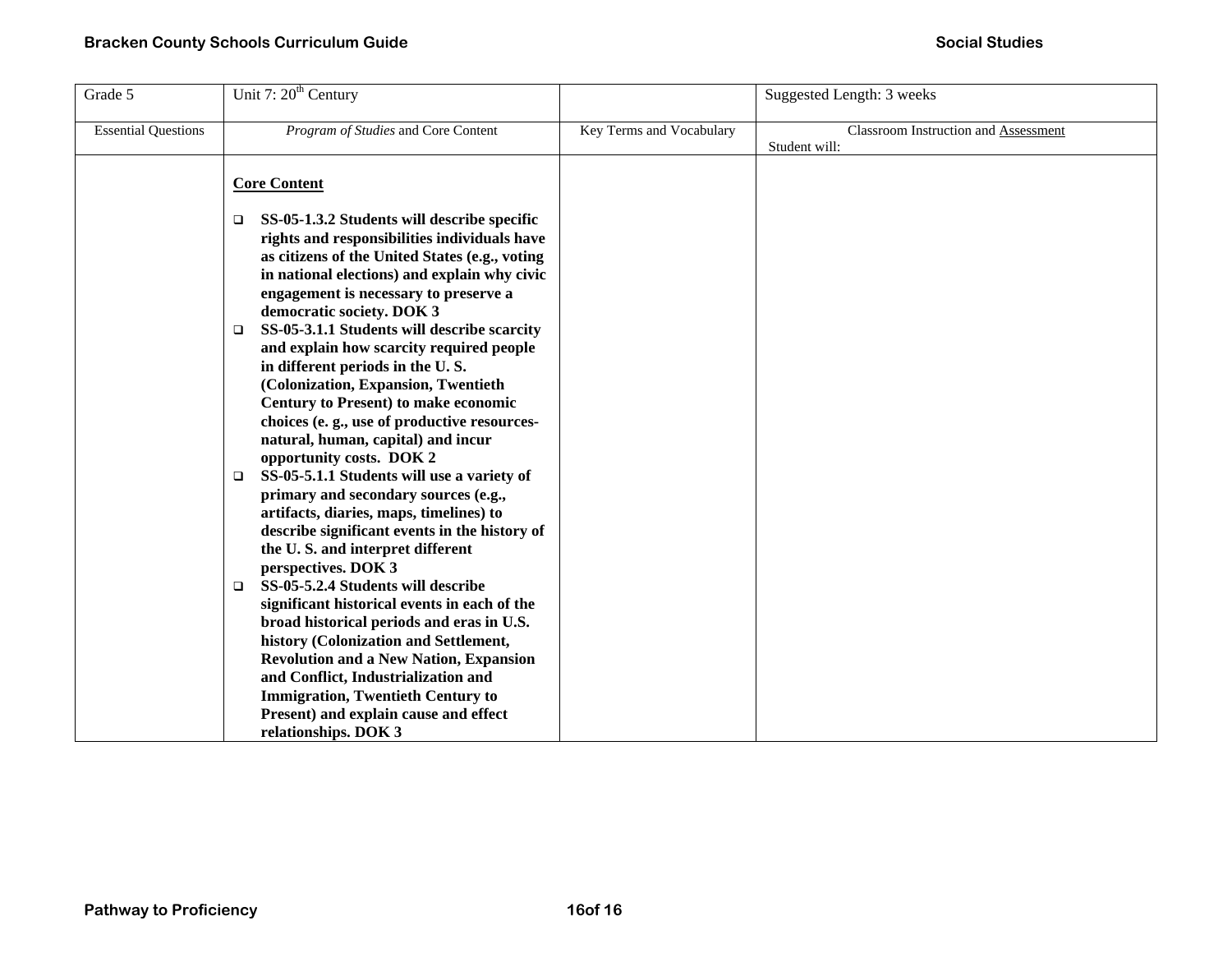| Grade 5 | Unit 7: 20th Century | | Suggested Length: 3 weeks |
|---|---|---|---|
| Essential Questions | *Program of Studies* and Core Content | Key Terms and Vocabulary | Classroom Instruction and Assessment<br>Student will: |
| | **Core Content**<br><br>❑ **SS-05-1.3.2 Students will describe specific rights and responsibilities individuals have as citizens of the United States (e.g., voting in national elections) and explain why civic engagement is necessary to preserve a democratic society. DOK 3**<br>❑ **SS-05-3.1.1 Students will describe scarcity and explain how scarcity required people in different periods in the U. S. (Colonization, Expansion, Twentieth Century to Present) to make economic choices (e. g., use of productive resources-natural, human, capital) and incur opportunity costs. DOK 2**<br>❑ **SS-05-5.1.1 Students will use a variety of primary and secondary sources (e.g., artifacts, diaries, maps, timelines) to describe significant events in the history of the U. S. and interpret different perspectives. DOK 3**<br>❑ **SS-05-5.2.4 Students will describe significant historical events in each of the broad historical periods and eras in U.S. history (Colonization and Settlement, Revolution and a New Nation, Expansion and Conflict, Industrialization and Immigration, Twentieth Century to Present) and explain cause and effect relationships. DOK 3** | | |